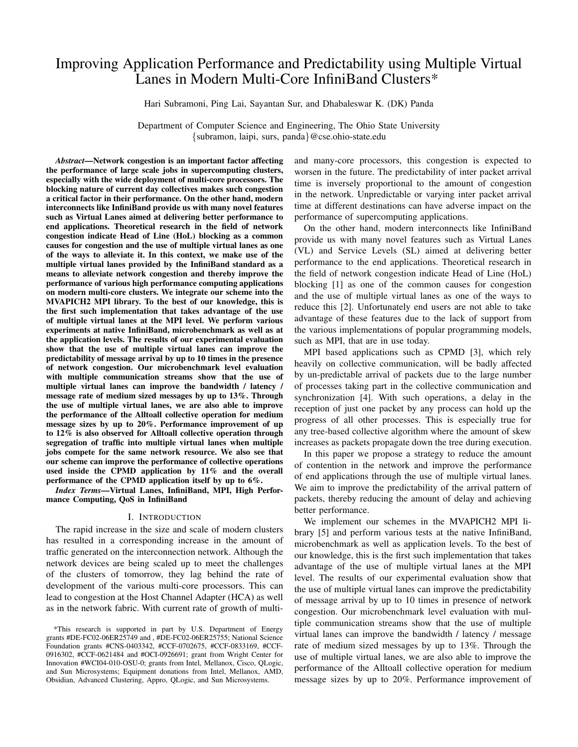# Improving Application Performance and Predictability using Multiple Virtual Lanes in Modern Multi-Core InfiniBand Clusters*

Hari Subramoni, Ping Lai, Sayantan Sur, and Dhabaleswar K. (DK) Panda

Department of Computer Science and Engineering, The Ohio State University
{subramon, laipi, surs, panda}@cse.ohio-state.edu

***Abstract*—Network congestion is an important factor affecting the performance of large scale jobs in supercomputing clusters, especially with the wide deployment of multi-core processors. The blocking nature of current day collectives makes such congestion a critical factor in their performance. On the other hand, modern interconnects like InfiniBand provide us with many novel features such as Virtual Lanes aimed at delivering better performance to end applications. Theoretical research in the field of network congestion indicate Head of Line (HoL) blocking as a common causes for congestion and the use of multiple virtual lanes as one of the ways to alleviate it. In this context, we make use of the multiple virtual lanes provided by the InfiniBand standard as a means to alleviate network congestion and thereby improve the performance of various high performance computing applications on modern multi-core clusters. We integrate our scheme into the MVAPICH2 MPI library. To the best of our knowledge, this is the first such implementation that takes advantage of the use of multiple virtual lanes at the MPI level. We perform various experiments at native InfiniBand, microbenchmark as well as at the application levels. The results of our experimental evaluation show that the use of multiple virtual lanes can improve the predictability of message arrival by up to 10 times in the presence of network congestion. Our microbenchmark level evaluation with multiple communication streams show that the use of multiple virtual lanes can improve the bandwidth / latency / message rate of medium sized messages by up to 13%. Through the use of multiple virtual lanes, we are also able to improve the performance of the Alltoall collective operation for medium message sizes by up to 20%. Performance improvement of up to 12% is also observed for Alltoall collective operation through segregation of traffic into multiple virtual lanes when multiple jobs compete for the same network resource. We also see that our scheme can improve the performance of collective operations used inside the CPMD application by 11% and the overall performance of the CPMD application itself by up to 6%.**

***Index Terms*—Virtual Lanes, InfiniBand, MPI, High Performance Computing, QoS in InfiniBand**

## I. Introduction

The rapid increase in the size and scale of modern clusters has resulted in a corresponding increase in the amount of traffic generated on the interconnection network. Although the network devices are being scaled up to meet the challenges of the clusters of tomorrow, they lag behind the rate of development of the various multi-core processors. This can lead to congestion at the Host Channel Adapter (HCA) as well as in the network fabric. With current rate of growth of multi- and many-core processors, this congestion is expected to worsen in the future. The predictability of inter packet arrival time is inversely proportional to the amount of congestion in the network. Unpredictable or varying inter packet arrival time at different destinations can have adverse impact on the performance of supercomputing applications.

On the other hand, modern interconnects like InfiniBand provide us with many novel features such as Virtual Lanes (VL) and Service Levels (SL) aimed at delivering better performance to the end applications. Theoretical research in the field of network congestion indicate Head of Line (HoL) blocking [1] as one of the common causes for congestion and the use of multiple virtual lanes as one of the ways to reduce this [2]. Unfortunately end users are not able to take advantage of these features due to the lack of support from the various implementations of popular programming models, such as MPI, that are in use today.

MPI based applications such as CPMD [3], which rely heavily on collective communication, will be badly affected by un-predictable arrival of packets due to the large number of processes taking part in the collective communication and synchronization [4]. With such operations, a delay in the reception of just one packet by any process can hold up the progress of all other processes. This is especially true for any tree-based collective algorithm where the amount of skew increases as packets propagate down the tree during execution.

In this paper we propose a strategy to reduce the amount of contention in the network and improve the performance of end applications through the use of multiple virtual lanes. We aim to improve the predictability of the arrival pattern of packets, thereby reducing the amount of delay and achieving better performance.

We implement our schemes in the MVAPICH2 MPI library [5] and perform various tests at the native InfiniBand, microbenchmark as well as application levels. To the best of our knowledge, this is the first such implementation that takes advantage of the use of multiple virtual lanes at the MPI level. The results of our experimental evaluation show that the use of multiple virtual lanes can improve the predictability of message arrival by up to 10 times in presence of network congestion. Our microbenchmark level evaluation with multiple communication streams show that the use of multiple virtual lanes can improve the bandwidth / latency / message rate of medium sized messages by up to 13%. Through the use of multiple virtual lanes, we are also able to improve the performance of the Alltoall collective operation for medium message sizes by up to 20%. Performance improvement of

*This research is supported in part by U.S. Department of Energy grants #DE-FC02-06ER25749 and , #DE-FC02-06ER25755; National Science Foundation grants #CNS-0403342, #CCF-0702675, #CCF-0833169, #CCF-0916302, #CCF-0621484 and #OCI-0926691; grant from Wright Center for Innovation #WCI04-010-OSU-0; grants from Intel, Mellanox, Cisco, QLogic, and Sun Microsystems; Equipment donations from Intel, Mellanox, AMD, Obsidian, Advanced Clustering, Appro, QLogic, and Sun Microsystems.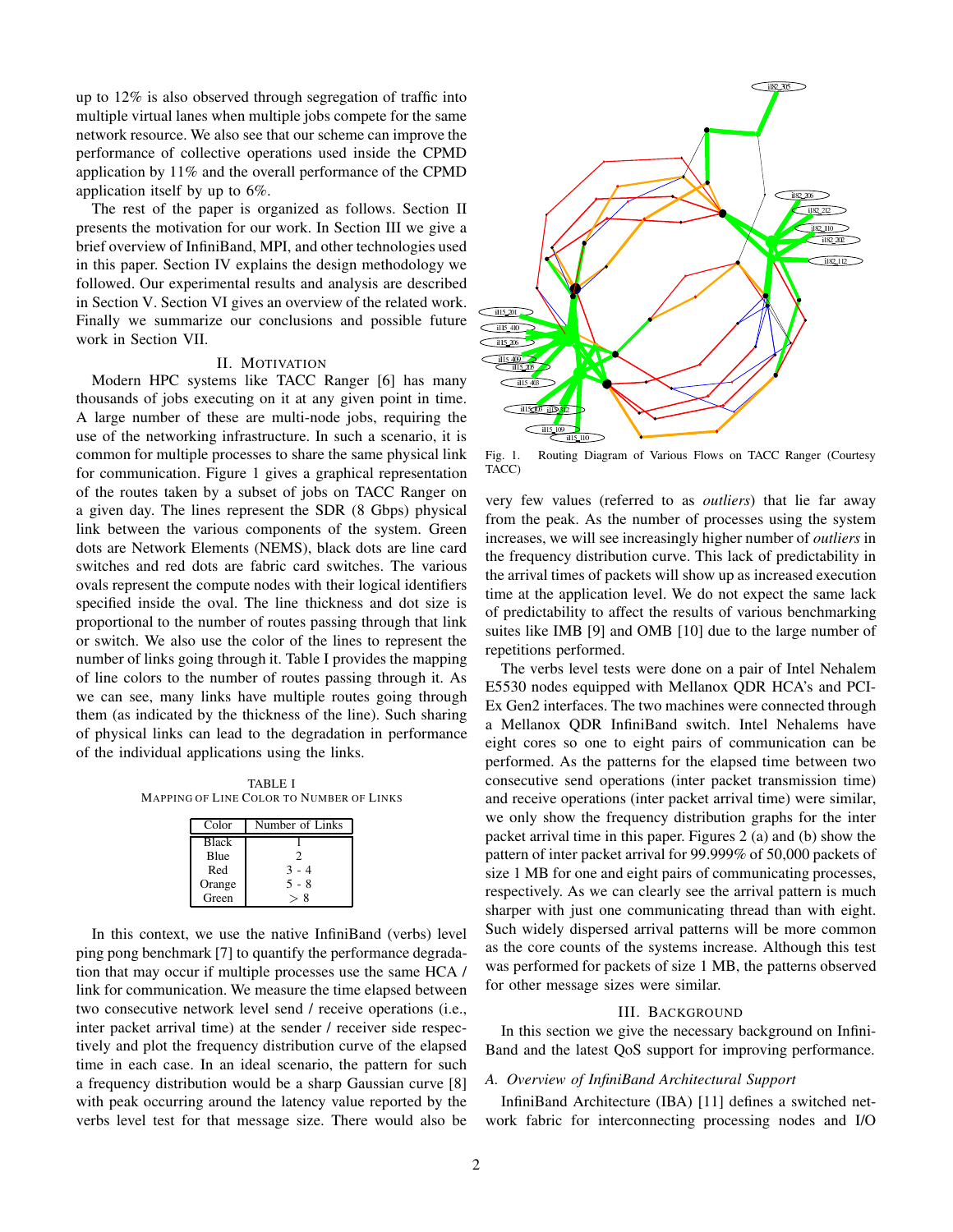up to 12% is also observed through segregation of traffic into multiple virtual lanes when multiple jobs compete for the same network resource. We also see that our scheme can improve the performance of collective operations used inside the CPMD application by 11% and the overall performance of the CPMD application itself by up to 6%.

The rest of the paper is organized as follows. Section II presents the motivation for our work. In Section III we give a brief overview of InfiniBand, MPI, and other technologies used in this paper. Section IV explains the design methodology we followed. Our experimental results and analysis are described in Section V. Section VI gives an overview of the related work. Finally we summarize our conclusions and possible future work in Section VII.

## II. Motivation

Modern HPC systems like TACC Ranger [6] has many thousands of jobs executing on it at any given point in time. A large number of these are multi-node jobs, requiring the use of the networking infrastructure. In such a scenario, it is common for multiple processes to share the same physical link for communication. Figure 1 gives a graphical representation of the routes taken by a subset of jobs on TACC Ranger on a given day. The lines represent the SDR (8 Gbps) physical link between the various components of the system. Green dots are Network Elements (NEMS), black dots are line card switches and red dots are fabric card switches. The various ovals represent the compute nodes with their logical identifiers specified inside the oval. The line thickness and dot size is proportional to the number of routes passing through that link or switch. We also use the color of the lines to represent the number of links going through it. Table I provides the mapping of line colors to the number of routes passing through it. As we can see, many links have multiple routes going through them (as indicated by the thickness of the line). Such sharing of physical links can lead to the degradation in performance of the individual applications using the links.

TABLE I
Mapping of Line Color to Number of Links

| Color | Number of Links |
|---|---|
| Black | 1 |
| Blue | 2 |
| Red | 3 - 4 |
| Orange | 5 - 8 |
| Green | $> 8$ |

In this context, we use the native InfiniBand (verbs) level ping pong benchmark [7] to quantify the performance degradation that may occur if multiple processes use the same HCA / link for communication. We measure the time elapsed between two consecutive network level send / receive operations (i.e., inter packet arrival time) at the sender / receiver side respectively and plot the frequency distribution curve of the elapsed time in each case. In an ideal scenario, the pattern for such a frequency distribution would be a sharp Gaussian curve [8] with peak occurring around the latency value reported by the verbs level test for that message size. There would also be very few values (referred to as *outliers*) that lie far away from the peak. As the number of processes using the system increases, we will see increasingly higher number of *outliers* in the frequency distribution curve. This lack of predictability in the arrival times of packets will show up as increased execution time at the application level. We do not expect the same lack of predictability to affect the results of various benchmarking suites like IMB [9] and OMB [10] due to the large number of repetitions performed.

Fig. 1. Routing Diagram of Various Flows on TACC Ranger (Courtesy TACC)

The verbs level tests were done on a pair of Intel Nehalem E5530 nodes equipped with Mellanox QDR HCA's and PCI-Ex Gen2 interfaces. The two machines were connected through a Mellanox QDR InfiniBand switch. Intel Nehalems have eight cores so one to eight pairs of communication can be performed. As the patterns for the elapsed time between two consecutive send operations (inter packet transmission time) and receive operations (inter packet arrival time) were similar, we only show the frequency distribution graphs for the inter packet arrival time in this paper. Figures 2 (a) and (b) show the pattern of inter packet arrival for 99.999% of 50,000 packets of size 1 MB for one and eight pairs of communicating processes, respectively. As we can clearly see the arrival pattern is much sharper with just one communicating thread than with eight. Such widely dispersed arrival patterns will be more common as the core counts of the systems increase. Although this test was performed for packets of size 1 MB, the patterns observed for other message sizes were similar.

## III. Background

In this section we give the necessary background on InfiniBand and the latest QoS support for improving performance.

### A. Overview of InfiniBand Architectural Support

InfiniBand Architecture (IBA) [11] defines a switched network fabric for interconnecting processing nodes and I/O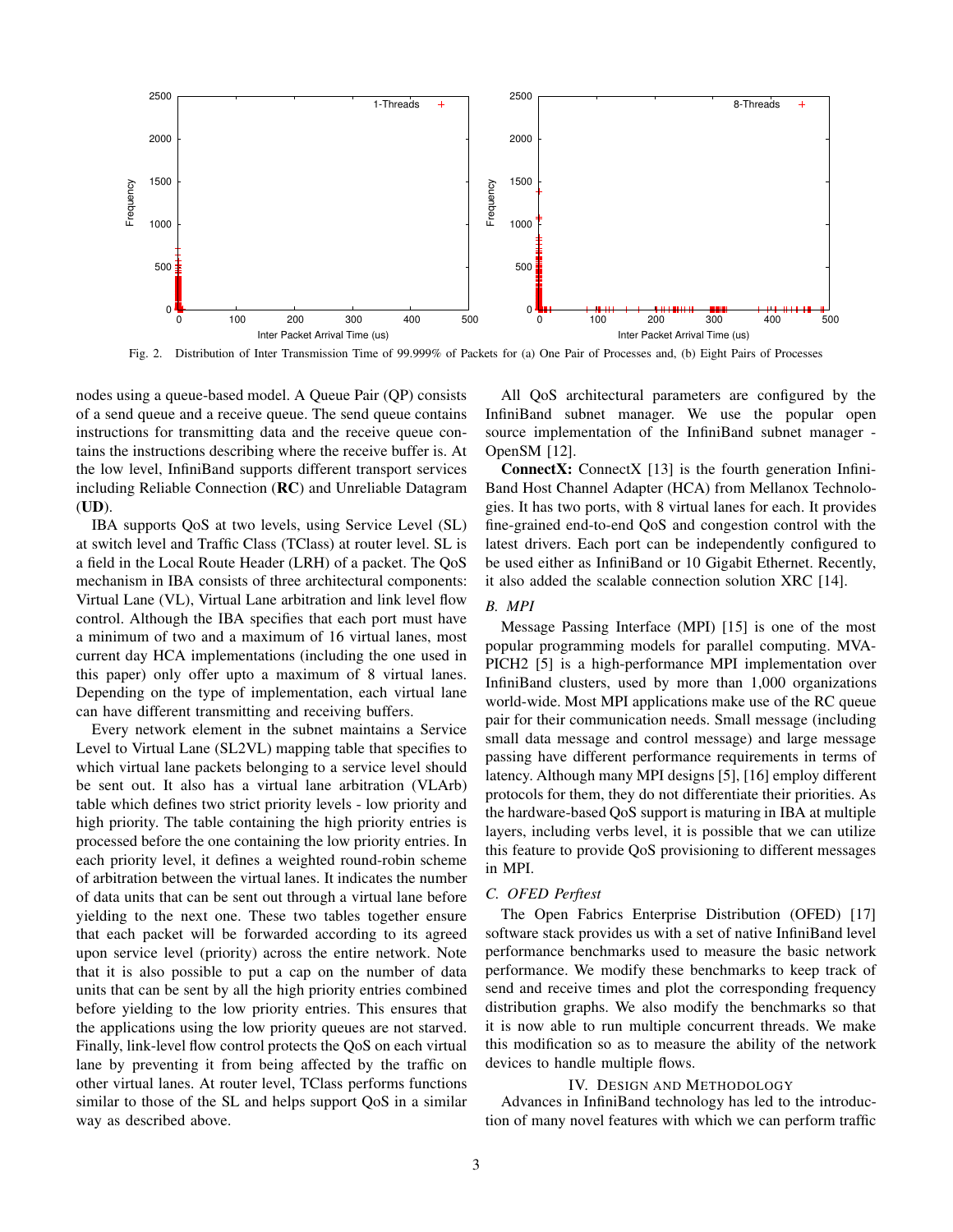2500

2000

1500

1000

500

0

0 100 200 300 400 500

Frequency

Inter Packet Arrival Time (us)

1-Threads

2500

2000

1500

1000

500

0

0 100 200 300 400 500

Frequency

Inter Packet Arrival Time (us)

8-Threads

Fig. 2. Distribution of Inter Transmission Time of 99.999% of Packets for (a) One Pair of Processes and, (b) Eight Pairs of Processes

nodes using a queue-based model. A Queue Pair (QP) consists of a send queue and a receive queue. The send queue contains instructions for transmitting data and the receive queue contains the instructions describing where the receive buffer is. At the low level, InfiniBand supports different transport services including Reliable Connection (**RC**) and Unreliable Datagram (**UD**).

IBA supports QoS at two levels, using Service Level (SL) at switch level and Traffic Class (TClass) at router level. SL is a field in the Local Route Header (LRH) of a packet. The QoS mechanism in IBA consists of three architectural components: Virtual Lane (VL), Virtual Lane arbitration and link level flow control. Although the IBA specifies that each port must have a minimum of two and a maximum of 16 virtual lanes, most current day HCA implementations (including the one used in this paper) only offer upto a maximum of 8 virtual lanes. Depending on the type of implementation, each virtual lane can have different transmitting and receiving buffers.

Every network element in the subnet maintains a Service Level to Virtual Lane (SL2VL) mapping table that specifies to which virtual lane packets belonging to a service level should be sent out. It also has a virtual lane arbitration (VLArb) table which defines two strict priority levels - low priority and high priority. The table containing the high priority entries is processed before the one containing the low priority entries. In each priority level, it defines a weighted round-robin scheme of arbitration between the virtual lanes. It indicates the number of data units that can be sent out through a virtual lane before yielding to the next one. These two tables together ensure that each packet will be forwarded according to its agreed upon service level (priority) across the entire network. Note that it is also possible to put a cap on the number of data units that can be sent by all the high priority entries combined before yielding to the low priority entries. This ensures that the applications using the low priority queues are not starved. Finally, link-level flow control protects the QoS on each virtual lane by preventing it from being affected by the traffic on other virtual lanes. At router level, TClass performs functions similar to those of the SL and helps support QoS in a similar way as described above.

All QoS architectural parameters are configured by the InfiniBand subnet manager. We use the popular open source implementation of the InfiniBand subnet manager - OpenSM [12].

**ConnectX:** ConnectX [13] is the fourth generation InfiniBand Host Channel Adapter (HCA) from Mellanox Technologies. It has two ports, with 8 virtual lanes for each. It provides fine-grained end-to-end QoS and congestion control with the latest drivers. Each port can be independently configured to be used either as InfiniBand or 10 Gigabit Ethernet. Recently, it also added the scalable connection solution XRC [14].

### *B. MPI*

Message Passing Interface (MPI) [15] is one of the most popular programming models for parallel computing. MVAPICH2 [5] is a high-performance MPI implementation over InfiniBand clusters, used by more than 1,000 organizations world-wide. Most MPI applications make use of the RC queue pair for their communication needs. Small message (including small data message and control message) and large message passing have different performance requirements in terms of latency. Although many MPI designs [5], [16] employ different protocols for them, they do not differentiate their priorities. As the hardware-based QoS support is maturing in IBA at multiple layers, including verbs level, it is possible that we can utilize this feature to provide QoS provisioning to different messages in MPI.

### *C. OFED Perftest*

The Open Fabrics Enterprise Distribution (OFED) [17] software stack provides us with a set of native InfiniBand level performance benchmarks used to measure the basic network performance. We modify these benchmarks to keep track of send and receive times and plot the corresponding frequency distribution graphs. We also modify the benchmarks so that it is now able to run multiple concurrent threads. We make this modification so as to measure the ability of the network devices to handle multiple flows.

## IV. Design and Methodology

Advances in InfiniBand technology has led to the introduction of many novel features with which we can perform traffic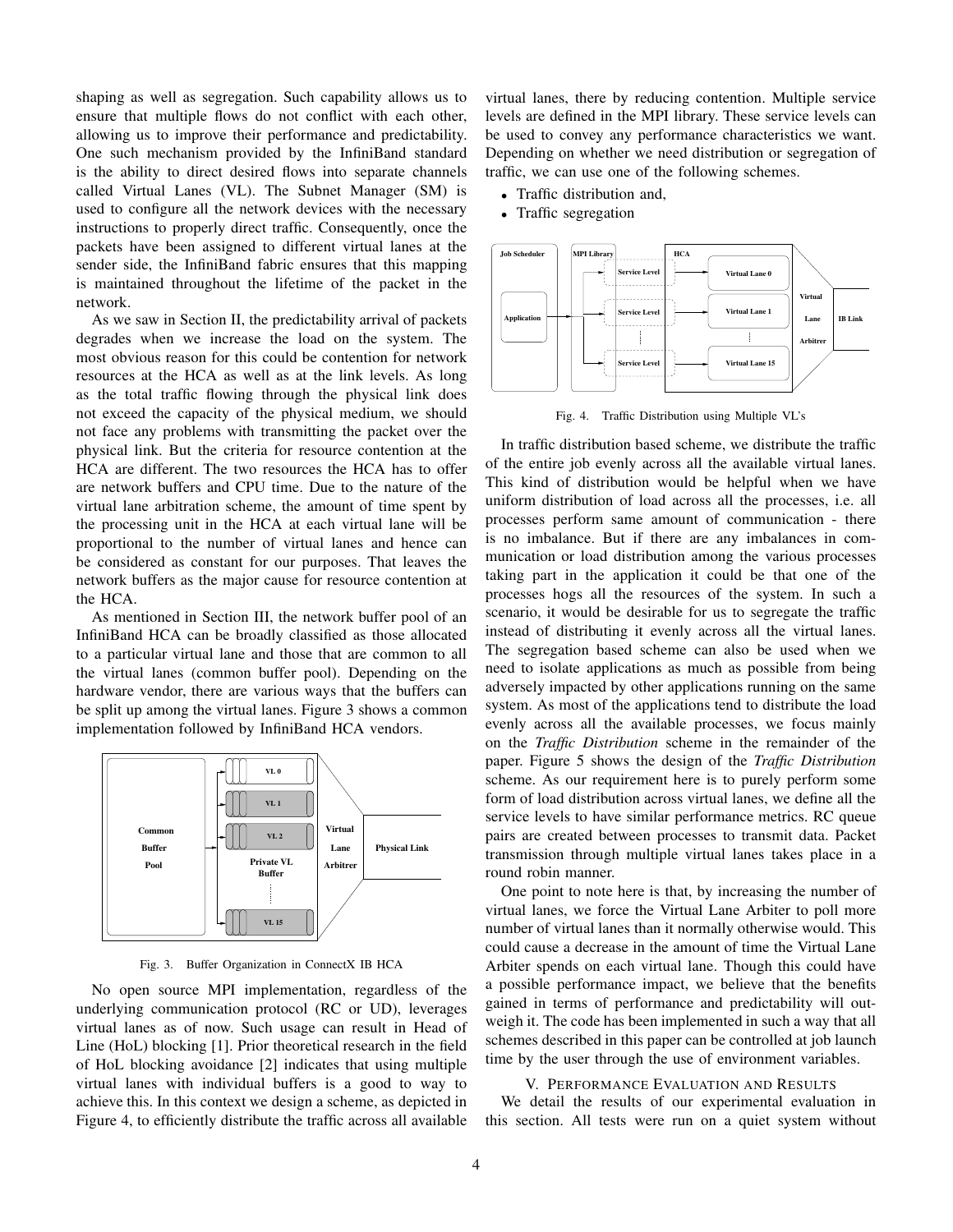shaping as well as segregation. Such capability allows us to ensure that multiple flows do not conflict with each other, allowing us to improve their performance and predictability. One such mechanism provided by the InfiniBand standard is the ability to direct desired flows into separate channels called Virtual Lanes (VL). The Subnet Manager (SM) is used to configure all the network devices with the necessary instructions to properly direct traffic. Consequently, once the packets have been assigned to different virtual lanes at the sender side, the InfiniBand fabric ensures that this mapping is maintained throughout the lifetime of the packet in the network.

As we saw in Section II, the predictability arrival of packets degrades when we increase the load on the system. The most obvious reason for this could be contention for network resources at the HCA as well as at the link levels. As long as the total traffic flowing through the physical link does not exceed the capacity of the physical medium, we should not face any problems with transmitting the packet over the physical link. But the criteria for resource contention at the HCA are different. The two resources the HCA has to offer are network buffers and CPU time. Due to the nature of the virtual lane arbitration scheme, the amount of time spent by the processing unit in the HCA at each virtual lane will be proportional to the number of virtual lanes and hence can be considered as constant for our purposes. That leaves the network buffers as the major cause for resource contention at the HCA.

As mentioned in Section III, the network buffer pool of an InfiniBand HCA can be broadly classified as those allocated to a particular virtual lane and those that are common to all the virtual lanes (common buffer pool). Depending on the hardware vendor, there are various ways that the buffers can be split up among the virtual lanes. Figure 3 shows a common implementation followed by InfiniBand HCA vendors.

Fig. 3. Buffer Organization in ConnectX IB HCA

No open source MPI implementation, regardless of the underlying communication protocol (RC or UD), leverages virtual lanes as of now. Such usage can result in Head of Line (HoL) blocking [1]. Prior theoretical research in the field of HoL blocking avoidance [2] indicates that using multiple virtual lanes with individual buffers is a good to way to achieve this. In this context we design a scheme, as depicted in Figure 4, to efficiently distribute the traffic across all available virtual lanes, there by reducing contention. Multiple service levels are defined in the MPI library. These service levels can be used to convey any performance characteristics we want. Depending on whether we need distribution or segregation of traffic, we can use one of the following schemes.

- Traffic distribution and,
- Traffic segregation

Fig. 4. Traffic Distribution using Multiple VL's

In traffic distribution based scheme, we distribute the traffic of the entire job evenly across all the available virtual lanes. This kind of distribution would be helpful when we have uniform distribution of load across all the processes, i.e. all processes perform same amount of communication - there is no imbalance. But if there are any imbalances in communication or load distribution among the various processes taking part in the application it could be that one of the processes hogs all the resources of the system. In such a scenario, it would be desirable for us to segregate the traffic instead of distributing it evenly across all the virtual lanes. The segregation based scheme can also be used when we need to isolate applications as much as possible from being adversely impacted by other applications running on the same system. As most of the applications tend to distribute the load evenly across all the available processes, we focus mainly on the *Traffic Distribution* scheme in the remainder of the paper. Figure 5 shows the design of the *Traffic Distribution* scheme. As our requirement here is to purely perform some form of load distribution across virtual lanes, we define all the service levels to have similar performance metrics. RC queue pairs are created between processes to transmit data. Packet transmission through multiple virtual lanes takes place in a round robin manner.

One point to note here is that, by increasing the number of virtual lanes, we force the Virtual Lane Arbiter to poll more number of virtual lanes than it normally otherwise would. This could cause a decrease in the amount of time the Virtual Lane Arbiter spends on each virtual lane. Though this could have a possible performance impact, we believe that the benefits gained in terms of performance and predictability will outweigh it. The code has been implemented in such a way that all schemes described in this paper can be controlled at job launch time by the user through the use of environment variables.

## V. Performance Evaluation and Results

We detail the results of our experimental evaluation in this section. All tests were run on a quiet system without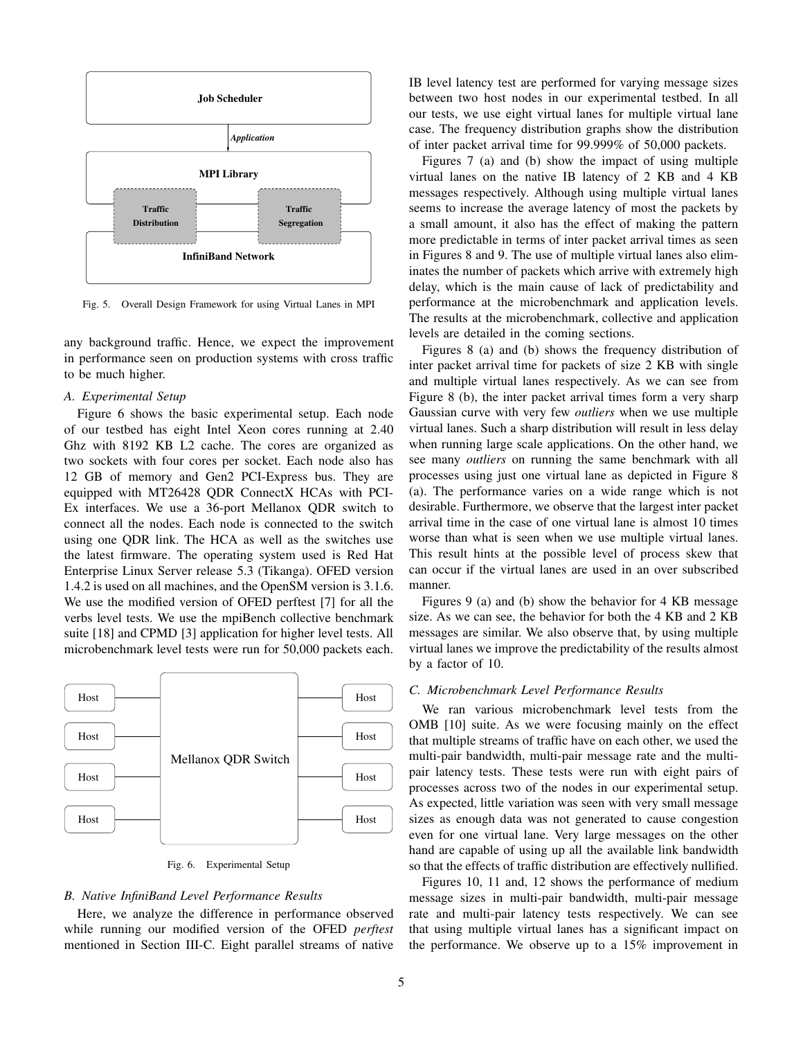Fig. 5. Overall Design Framework for using Virtual Lanes in MPI

any background traffic. Hence, we expect the improvement in performance seen on production systems with cross traffic to be much higher.

### A. Experimental Setup

Figure 6 shows the basic experimental setup. Each node of our testbed has eight Intel Xeon cores running at 2.40 Ghz with 8192 KB L2 cache. The cores are organized as two sockets with four cores per socket. Each node also has 12 GB of memory and Gen2 PCI-Express bus. They are equipped with MT26428 QDR ConnectX HCAs with PCI-Ex interfaces. We use a 36-port Mellanox QDR switch to connect all the nodes. Each node is connected to the switch using one QDR link. The HCA as well as the switches use the latest firmware. The operating system used is Red Hat Enterprise Linux Server release 5.3 (Tikanga). OFED version 1.4.2 is used on all machines, and the OpenSM version is 3.1.6. We use the modified version of OFED perftest [7] for all the verbs level tests. We use the mpiBench collective benchmark suite [18] and CPMD [3] application for higher level tests. All microbenchmark level tests were run for 50,000 packets each.

Fig. 6. Experimental Setup

### B. Native InfiniBand Level Performance Results

Here, we analyze the difference in performance observed while running our modified version of the OFED *perftest* mentioned in Section III-C. Eight parallel streams of native IB level latency test are performed for varying message sizes between two host nodes in our experimental testbed. In all our tests, we use eight virtual lanes for multiple virtual lane case. The frequency distribution graphs show the distribution of inter packet arrival time for 99.999% of 50,000 packets.

Figures 7 (a) and (b) show the impact of using multiple virtual lanes on the native IB latency of 2 KB and 4 KB messages respectively. Although using multiple virtual lanes seems to increase the average latency of most the packets by a small amount, it also has the effect of making the pattern more predictable in terms of inter packet arrival times as seen in Figures 8 and 9. The use of multiple virtual lanes also eliminates the number of packets which arrive with extremely high delay, which is the main cause of lack of predictability and performance at the microbenchmark and application levels. The results at the microbenchmark, collective and application levels are detailed in the coming sections.

Figures 8 (a) and (b) shows the frequency distribution of inter packet arrival time for packets of size 2 KB with single and multiple virtual lanes respectively. As we can see from Figure 8 (b), the inter packet arrival times form a very sharp Gaussian curve with very few *outliers* when we use multiple virtual lanes. Such a sharp distribution will result in less delay when running large scale applications. On the other hand, we see many *outliers* on running the same benchmark with all processes using just one virtual lane as depicted in Figure 8 (a). The performance varies on a wide range which is not desirable. Furthermore, we observe that the largest inter packet arrival time in the case of one virtual lane is almost 10 times worse than what is seen when we use multiple virtual lanes. This result hints at the possible level of process skew that can occur if the virtual lanes are used in an over subscribed manner.

Figures 9 (a) and (b) show the behavior for 4 KB message size. As we can see, the behavior for both the 4 KB and 2 KB messages are similar. We also observe that, by using multiple virtual lanes we improve the predictability of the results almost by a factor of 10.

### C. Microbenchmark Level Performance Results

We ran various microbenchmark level tests from the OMB [10] suite. As we were focusing mainly on the effect that multiple streams of traffic have on each other, we used the multi-pair bandwidth, multi-pair message rate and the multi-pair latency tests. These tests were run with eight pairs of processes across two of the nodes in our experimental setup. As expected, little variation was seen with very small message sizes as enough data was not generated to cause congestion even for one virtual lane. Very large messages on the other hand are capable of using up all the available link bandwidth so that the effects of traffic distribution are effectively nullified.

Figures 10, 11 and, 12 shows the performance of medium message sizes in multi-pair bandwidth, multi-pair message rate and multi-pair latency tests respectively. We can see that using multiple virtual lanes has a significant impact on the performance. We observe up to a 15% improvement in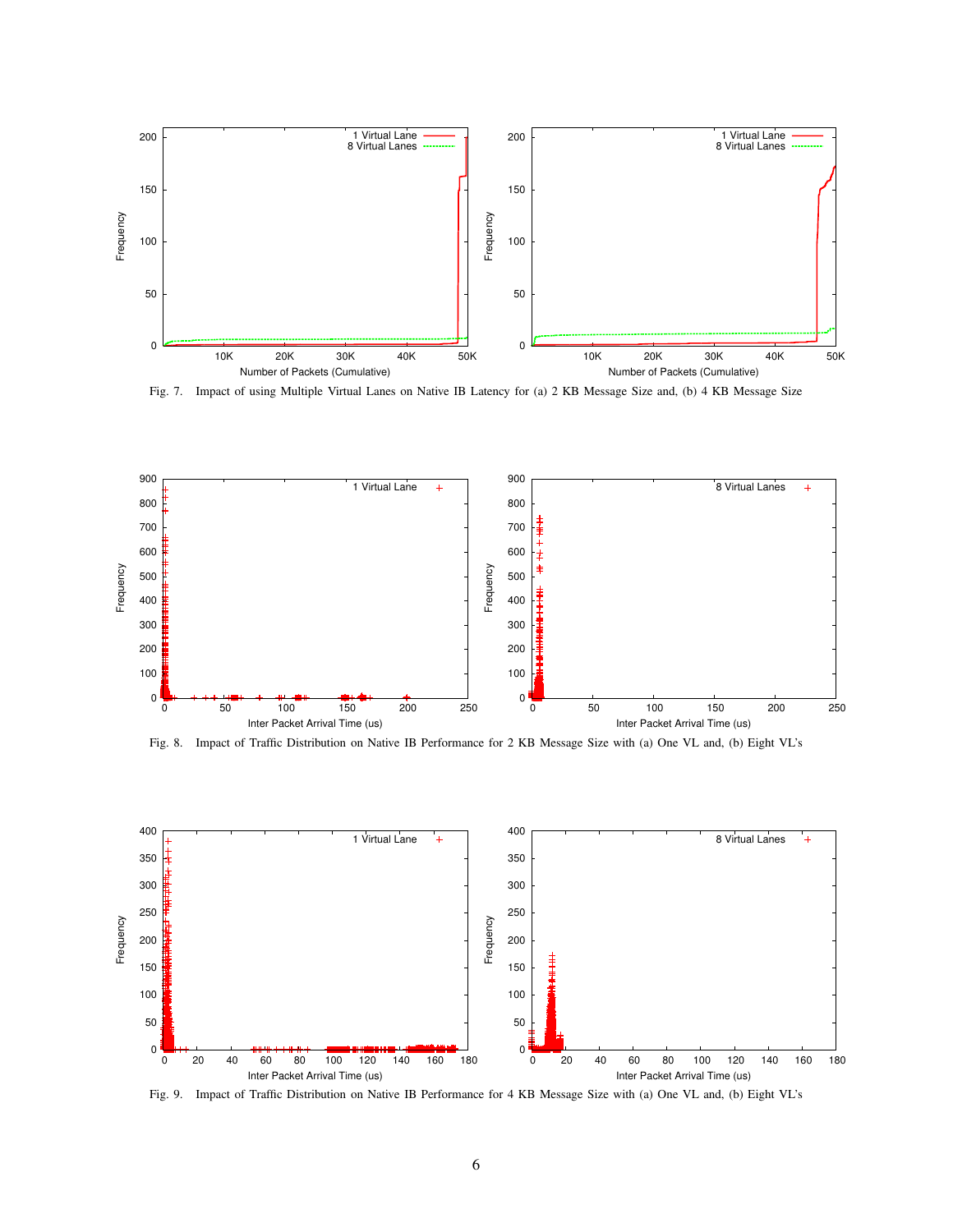Fig. 7. Impact of using Multiple Virtual Lanes on Native IB Latency for (a) 2 KB Message Size and, (b) 4 KB Message Size

Fig. 8. Impact of Traffic Distribution on Native IB Performance for 2 KB Message Size with (a) One VL and, (b) Eight VL's

Fig. 9. Impact of Traffic Distribution on Native IB Performance for 4 KB Message Size with (a) One VL and, (b) Eight VL's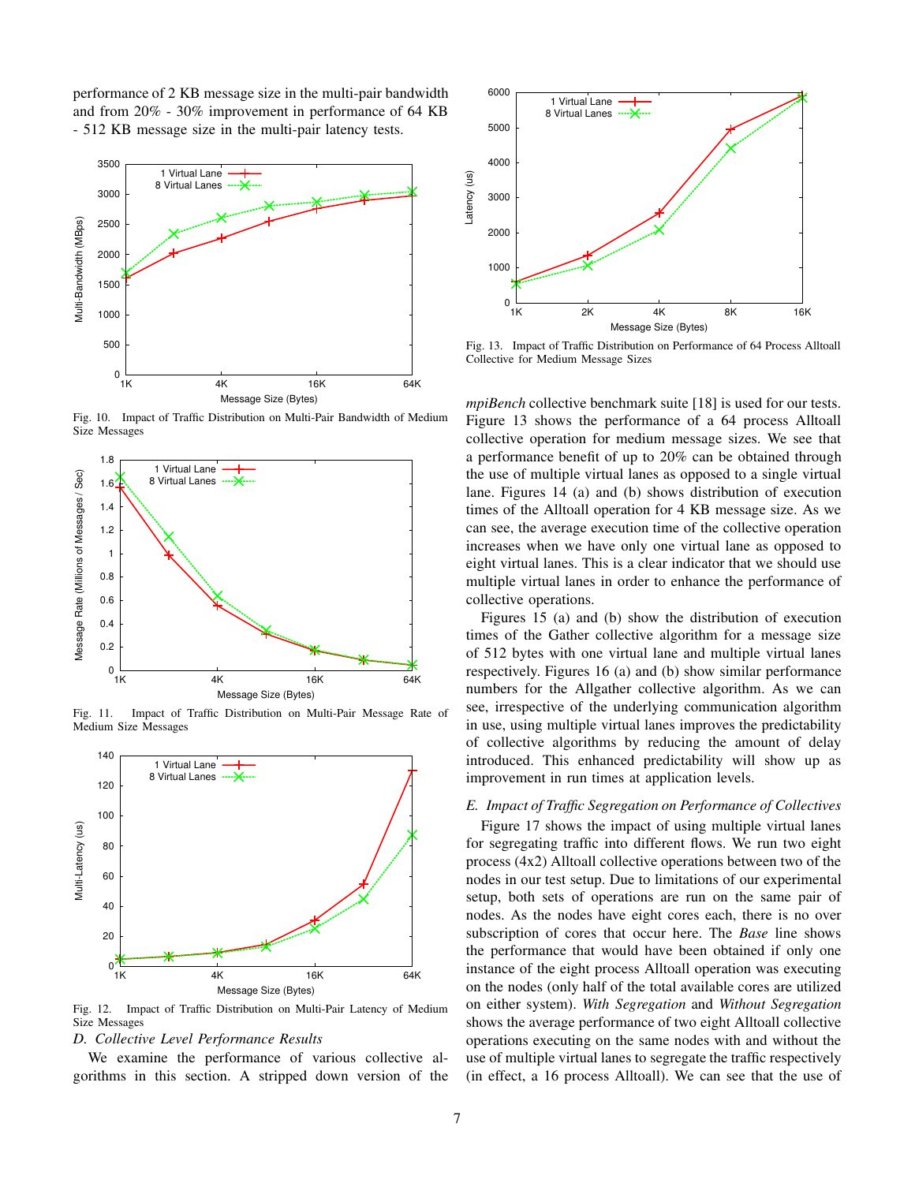performance of 2 KB message size in the multi-pair bandwidth and from 20% - 30% improvement in performance of 64 KB - 512 KB message size in the multi-pair latency tests.

Fig. 10. Impact of Traffic Distribution on Multi-Pair Bandwidth of Medium Size Messages

Fig. 11. Impact of Traffic Distribution on Multi-Pair Message Rate of Medium Size Messages

Fig. 12. Impact of Traffic Distribution on Multi-Pair Latency of Medium Size Messages

### D. Collective Level Performance Results

We examine the performance of various collective algorithms in this section. A stripped down version of the *mpiBench* collective benchmark suite [18] is used for our tests. Figure 13 shows the performance of a 64 process Alltoall collective operation for medium message sizes. We see that a performance benefit of up to 20% can be obtained through the use of multiple virtual lanes as opposed to a single virtual lane. Figures 14 (a) and (b) shows distribution of execution times of the Alltoall operation for 4 KB message size. As we can see, the average execution time of the collective operation increases when we have only one virtual lane as opposed to eight virtual lanes. This is a clear indicator that we should use multiple virtual lanes in order to enhance the performance of collective operations.

Fig. 13. Impact of Traffic Distribution on Performance of 64 Process Alltoall Collective for Medium Message Sizes

Figures 15 (a) and (b) show the distribution of execution times of the Gather collective algorithm for a message size of 512 bytes with one virtual lane and multiple virtual lanes respectively. Figures 16 (a) and (b) show similar performance numbers for the Allgather collective algorithm. As we can see, irrespective of the underlying communication algorithm in use, using multiple virtual lanes improves the predictability of collective algorithms by reducing the amount of delay introduced. This enhanced predictability will show up as improvement in run times at application levels.

### E. Impact of Traffic Segregation on Performance of Collectives

Figure 17 shows the impact of using multiple virtual lanes for segregating traffic into different flows. We run two eight process (4x2) Alltoall collective operations between two of the nodes in our test setup. Due to limitations of our experimental setup, both sets of operations are run on the same pair of nodes. As the nodes have eight cores each, there is no over subscription of cores that occur here. The *Base* line shows the performance that would have been obtained if only one instance of the eight process Alltoall operation was executing on the nodes (only half of the total available cores are utilized on either system). *With Segregation* and *Without Segregation* shows the average performance of two eight Alltoall collective operations executing on the same nodes with and without the use of multiple virtual lanes to segregate the traffic respectively (in effect, a 16 process Alltoall). We can see that the use of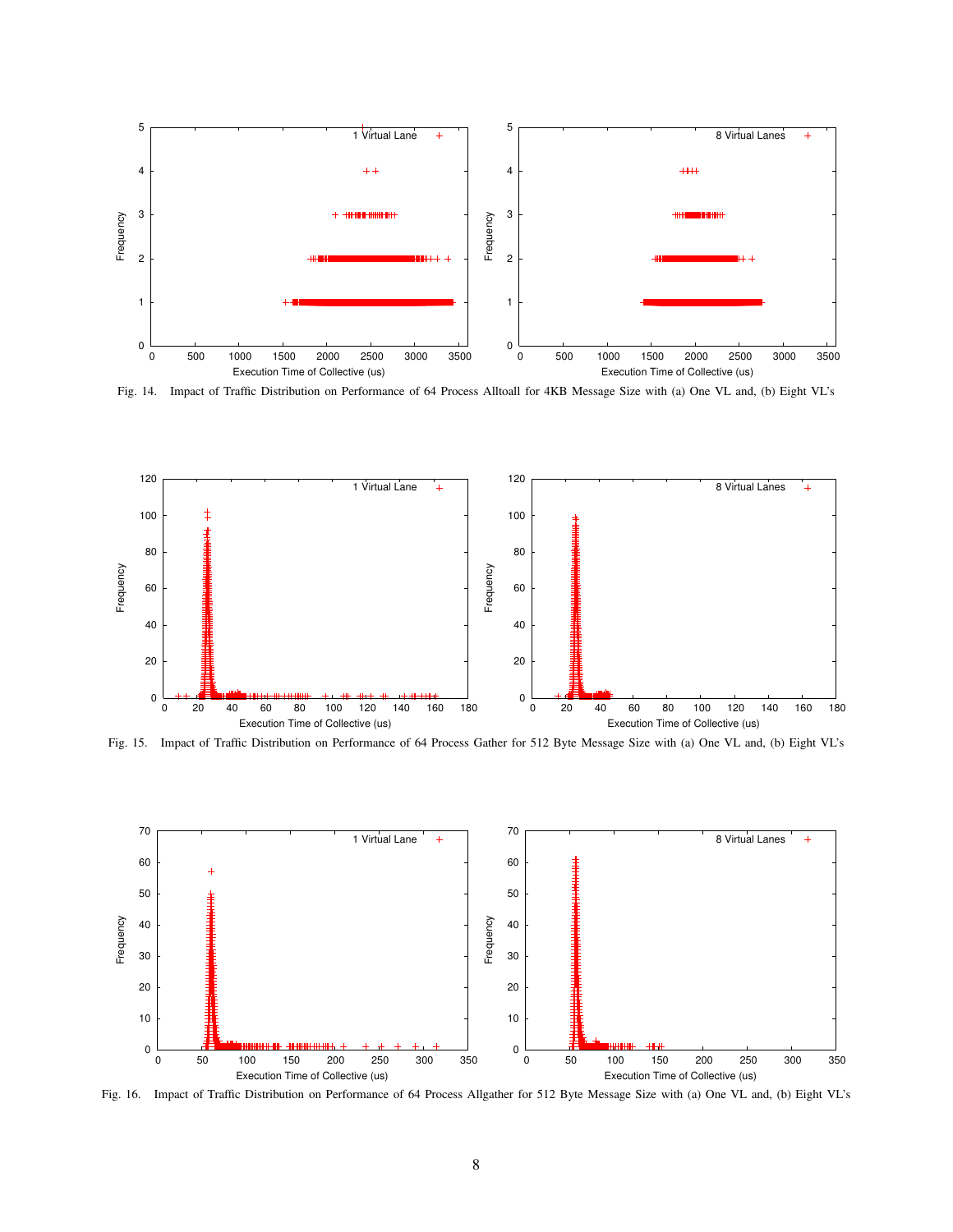Fig. 14. Impact of Traffic Distribution on Performance of 64 Process Alltoall for 4KB Message Size with (a) One VL and, (b) Eight VL's

Fig. 15. Impact of Traffic Distribution on Performance of 64 Process Gather for 512 Byte Message Size with (a) One VL and, (b) Eight VL's

Fig. 16. Impact of Traffic Distribution on Performance of 64 Process Allgather for 512 Byte Message Size with (a) One VL and, (b) Eight VL's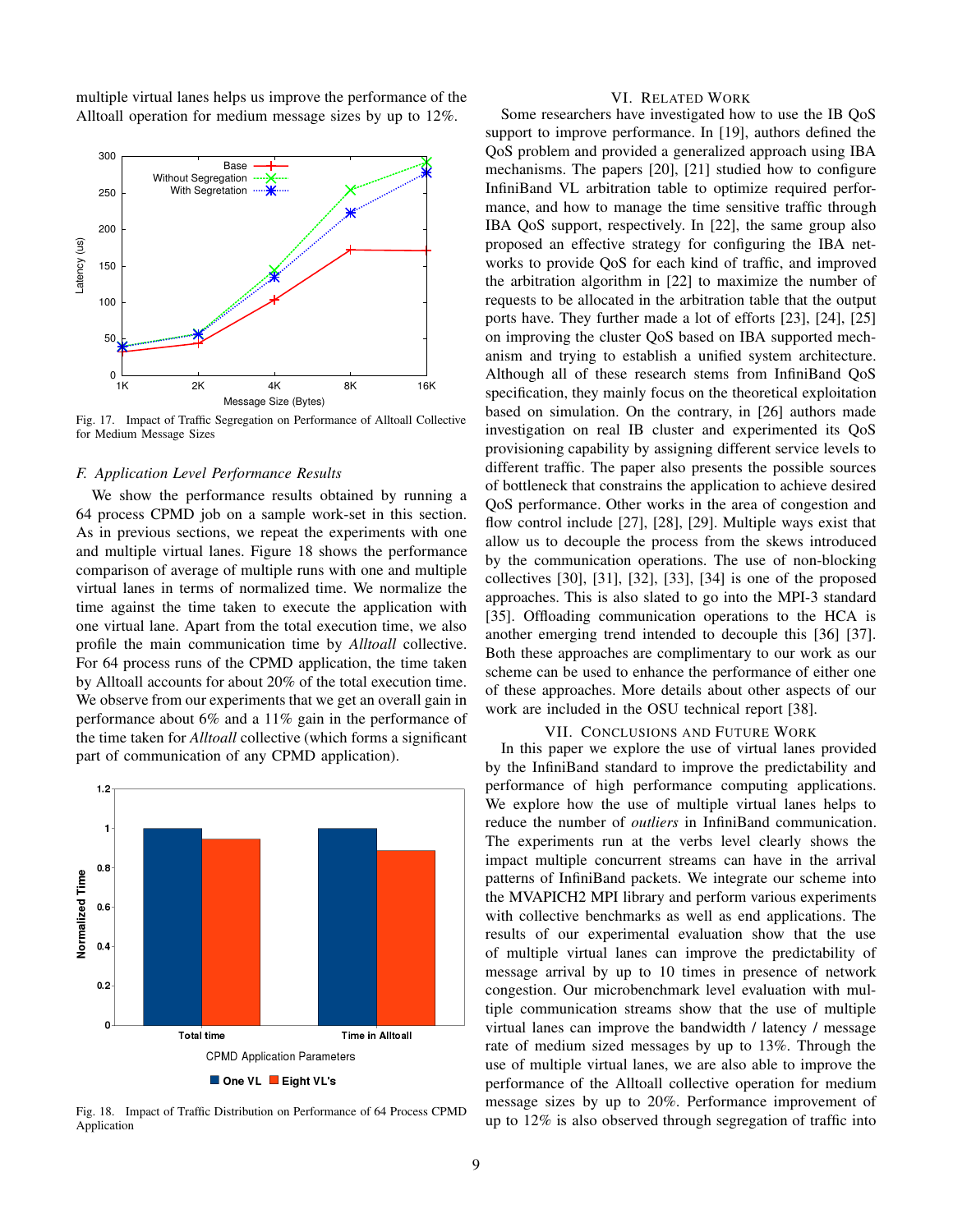multiple virtual lanes helps us improve the performance of the Alltoall operation for medium message sizes by up to 12%.

Fig. 17. Impact of Traffic Segregation on Performance of Alltoall Collective for Medium Message Sizes

### *F. Application Level Performance Results*

We show the performance results obtained by running a 64 process CPMD job on a sample work-set in this section. As in previous sections, we repeat the experiments with one and multiple virtual lanes. Figure 18 shows the performance comparison of average of multiple runs with one and multiple virtual lanes in terms of normalized time. We normalize the time against the time taken to execute the application with one virtual lane. Apart from the total execution time, we also profile the main communication time by *Alltoall* collective. For 64 process runs of the CPMD application, the time taken by Alltoall accounts for about 20% of the total execution time. We observe from our experiments that we get an overall gain in performance about 6% and a 11% gain in the performance of the time taken for *Alltoall* collective (which forms a significant part of communication of any CPMD application).

Fig. 18. Impact of Traffic Distribution on Performance of 64 Process CPMD Application

## VI. Related Work

Some researchers have investigated how to use the IB QoS support to improve performance. In [19], authors defined the QoS problem and provided a generalized approach using IBA mechanisms. The papers [20], [21] studied how to configure InfiniBand VL arbitration table to optimize required performance, and how to manage the time sensitive traffic through IBA QoS support, respectively. In [22], the same group also proposed an effective strategy for configuring the IBA networks to provide QoS for each kind of traffic, and improved the arbitration algorithm in [22] to maximize the number of requests to be allocated in the arbitration table that the output ports have. They further made a lot of efforts [23], [24], [25] on improving the cluster QoS based on IBA supported mechanism and trying to establish a unified system architecture. Although all of these research stems from InfiniBand QoS specification, they mainly focus on the theoretical exploitation based on simulation. On the contrary, in [26] authors made investigation on real IB cluster and experimented its QoS provisioning capability by assigning different service levels to different traffic. The paper also presents the possible sources of bottleneck that constrains the application to achieve desired QoS performance. Other works in the area of congestion and flow control include [27], [28], [29]. Multiple ways exist that allow us to decouple the process from the skews introduced by the communication operations. The use of non-blocking collectives [30], [31], [32], [33], [34] is one of the proposed approaches. This is also slated to go into the MPI-3 standard [35]. Offloading communication operations to the HCA is another emerging trend intended to decouple this [36] [37]. Both these approaches are complimentary to our work as our scheme can be used to enhance the performance of either one of these approaches. More details about other aspects of our work are included in the OSU technical report [38].

## VII. Conclusions and Future Work

In this paper we explore the use of virtual lanes provided by the InfiniBand standard to improve the predictability and performance of high performance computing applications. We explore how the use of multiple virtual lanes helps to reduce the number of *outliers* in InfiniBand communication. The experiments run at the verbs level clearly shows the impact multiple concurrent streams can have in the arrival patterns of InfiniBand packets. We integrate our scheme into the MVAPICH2 MPI library and perform various experiments with collective benchmarks as well as end applications. The results of our experimental evaluation show that the use of multiple virtual lanes can improve the predictability of message arrival by up to 10 times in presence of network congestion. Our microbenchmark level evaluation with multiple communication streams show that the use of multiple virtual lanes can improve the bandwidth / latency / message rate of medium sized messages by up to 13%. Through the use of multiple virtual lanes, we are also able to improve the performance of the Alltoall collective operation for medium message sizes by up to 20%. Performance improvement of up to 12% is also observed through segregation of traffic into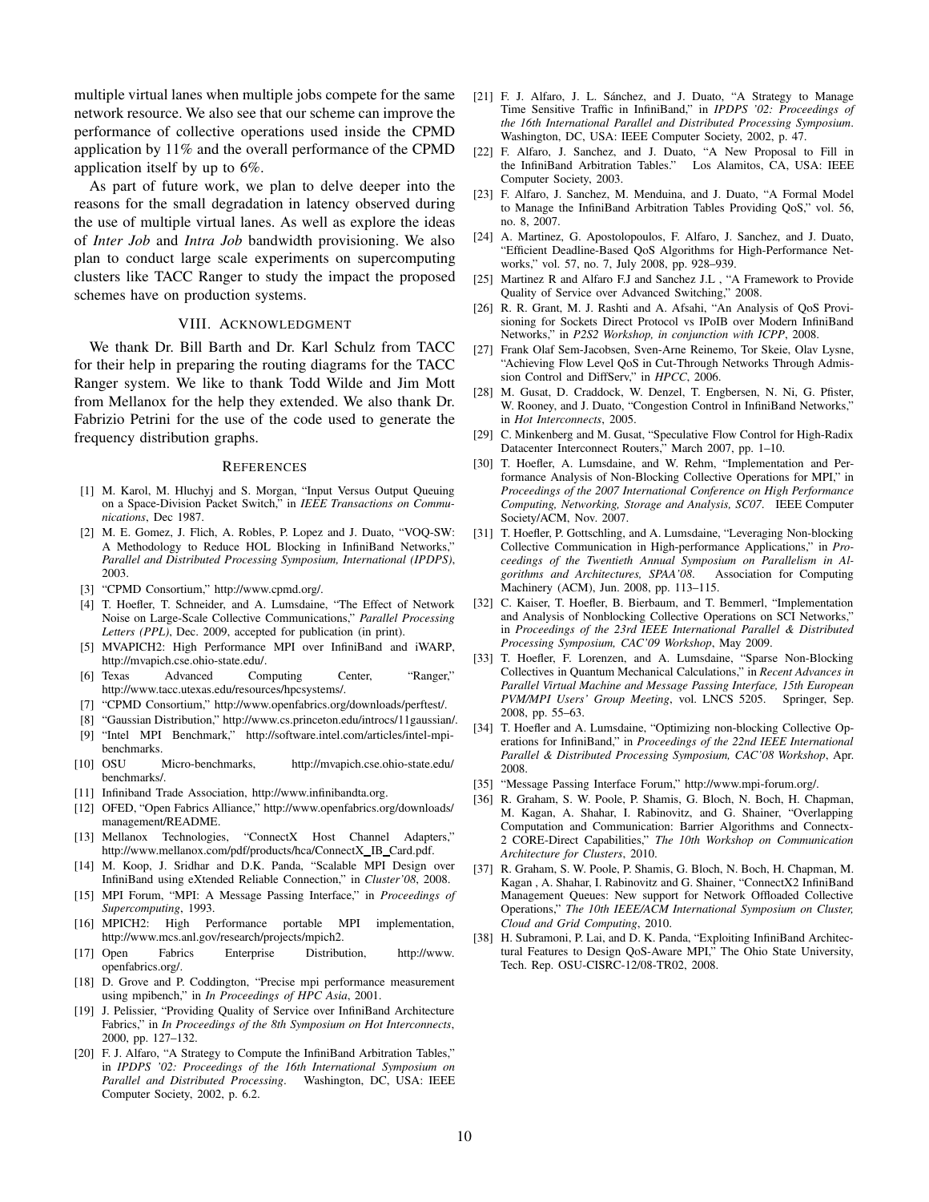multiple virtual lanes when multiple jobs compete for the same network resource. We also see that our scheme can improve the performance of collective operations used inside the CPMD application by 11% and the overall performance of the CPMD application itself by up to 6%.

As part of future work, we plan to delve deeper into the reasons for the small degradation in latency observed during the use of multiple virtual lanes. As well as explore the ideas of *Inter Job* and *Intra Job* bandwidth provisioning. We also plan to conduct large scale experiments on supercomputing clusters like TACC Ranger to study the impact the proposed schemes have on production systems.

## VIII. Acknowledgment

We thank Dr. Bill Barth and Dr. Karl Schulz from TACC for their help in preparing the routing diagrams for the TACC Ranger system. We like to thank Todd Wilde and Jim Mott from Mellanox for the help they extended. We also thank Dr. Fabrizio Petrini for the use of the code used to generate the frequency distribution graphs.

## References

[1] M. Karol, M. Hluchyj and S. Morgan, "Input Versus Output Queuing on a Space-Division Packet Switch," in *IEEE Transactions on Communications*, Dec 1987.

[2] M. E. Gomez, J. Flich, A. Robles, P. Lopez and J. Duato, "VOQ-SW: A Methodology to Reduce HOL Blocking in InfiniBand Networks," *Parallel and Distributed Processing Symposium, International (IPDPS)*, 2003.

[3] "CPMD Consortium," http://www.cpmd.org/.

[4] T. Hoefler, T. Schneider, and A. Lumsdaine, "The Effect of Network Noise on Large-Scale Collective Communications," *Parallel Processing Letters (PPL)*, Dec. 2009, accepted for publication (in print).

[5] MVAPICH2: High Performance MPI over InfiniBand and iWARP, http://mvapich.cse.ohio-state.edu/.

[6] Texas Advanced Computing Center, "Ranger," http://www.tacc.utexas.edu/resources/hpcsystems/.

[7] "CPMD Consortium," http://www.openfabrics.org/downloads/perftest/.

[8] "Gaussian Distribution," http://www.cs.princeton.edu/introcs/11gaussian/.

[9] "Intel MPI Benchmark," http://software.intel.com/articles/intel-mpi-benchmarks.

[10] OSU Micro-benchmarks, http://mvapich.cse.ohio-state.edu/benchmarks/.

[11] Infiniband Trade Association, http://www.infinibandta.org.

[12] OFED, "Open Fabrics Alliance," http://www.openfabrics.org/downloads/management/README.

[13] Mellanox Technologies, "ConnectX Host Channel Adapters," http://www.mellanox.com/pdf/products/hca/ConnectX_IB_Card.pdf.

[14] M. Koop, J. Sridhar and D.K. Panda, "Scalable MPI Design over InfiniBand using eXtended Reliable Connection," in *Cluster'08*, 2008.

[15] MPI Forum, "MPI: A Message Passing Interface," in *Proceedings of Supercomputing*, 1993.

[16] MPICH2: High Performance portable MPI implementation, http://www.mcs.anl.gov/research/projects/mpich2.

[17] Open Fabrics Enterprise Distribution, http://www.openfabrics.org/.

[18] D. Grove and P. Coddington, "Precise mpi performance measurement using mpibench," in *In Proceedings of HPC Asia*, 2001.

[19] J. Pelissier, "Providing Quality of Service over InfiniBand Architecture Fabrics," in *In Proceedings of the 8th Symposium on Hot Interconnects*, 2000, pp. 127–132.

[20] F. J. Alfaro, "A Strategy to Compute the InfiniBand Arbitration Tables," in *IPDPS '02: Proceedings of the 16th International Symposium on Parallel and Distributed Processing*. Washington, DC, USA: IEEE Computer Society, 2002, p. 6.2.

[21] F. J. Alfaro, J. L. Sánchez, and J. Duato, "A Strategy to Manage Time Sensitive Traffic in InfiniBand," in *IPDPS '02: Proceedings of the 16th International Parallel and Distributed Processing Symposium*. Washington, DC, USA: IEEE Computer Society, 2002, p. 47.

[22] F. Alfaro, J. Sanchez, and J. Duato, "A New Proposal to Fill in the InfiniBand Arbitration Tables." Los Alamitos, CA, USA: IEEE Computer Society, 2003.

[23] F. Alfaro, J. Sanchez, M. Menduina, and J. Duato, "A Formal Model to Manage the InfiniBand Arbitration Tables Providing QoS," vol. 56, no. 8, 2007.

[24] A. Martinez, G. Apostolopoulos, F. Alfaro, J. Sanchez, and J. Duato, "Efficient Deadline-Based QoS Algorithms for High-Performance Networks," vol. 57, no. 7, July 2008, pp. 928–939.

[25] Martinez R and Alfaro F.J and Sanchez J.L , "A Framework to Provide Quality of Service over Advanced Switching," 2008.

[26] R. R. Grant, M. J. Rashti and A. Afsahi, "An Analysis of QoS Provisioning for Sockets Direct Protocol vs IPoIB over Modern InfiniBand Networks," in *P2S2 Workshop, in conjunction with ICPP*, 2008.

[27] Frank Olaf Sem-Jacobsen, Sven-Arne Reinemo, Tor Skeie, Olav Lysne, "Achieving Flow Level QoS in Cut-Through Networks Through Admission Control and DiffServ," in *HPCC*, 2006.

[28] M. Gusat, D. Craddock, W. Denzel, T. Engbersen, N. Ni, G. Pfister, W. Rooney, and J. Duato, "Congestion Control in InfiniBand Networks," in *Hot Interconnects*, 2005.

[29] C. Minkenberg and M. Gusat, "Speculative Flow Control for High-Radix Datacenter Interconnect Routers," March 2007, pp. 1–10.

[30] T. Hoefler, A. Lumsdaine, and W. Rehm, "Implementation and Performance Analysis of Non-Blocking Collective Operations for MPI," in *Proceedings of the 2007 International Conference on High Performance Computing, Networking, Storage and Analysis, SC07*. IEEE Computer Society/ACM, Nov. 2007.

[31] T. Hoefler, P. Gottschling, and A. Lumsdaine, "Leveraging Non-blocking Collective Communication in High-performance Applications," in *Proceedings of the Twentieth Annual Symposium on Parallelism in Algorithms and Architectures, SPAA'08*. Association for Computing Machinery (ACM), Jun. 2008, pp. 113–115.

[32] C. Kaiser, T. Hoefler, B. Bierbaum, and T. Bemmerl, "Implementation and Analysis of Nonblocking Collective Operations on SCI Networks," in *Proceedings of the 23rd IEEE International Parallel & Distributed Processing Symposium, CAC'09 Workshop*, May 2009.

[33] T. Hoefler, F. Lorenzen, and A. Lumsdaine, "Sparse Non-Blocking Collectives in Quantum Mechanical Calculations," in *Recent Advances in Parallel Virtual Machine and Message Passing Interface, 15th European PVM/MPI Users' Group Meeting*, vol. LNCS 5205. Springer, Sep. 2008, pp. 55–63.

[34] T. Hoefler and A. Lumsdaine, "Optimizing non-blocking Collective Operations for InfiniBand," in *Proceedings of the 22nd IEEE International Parallel & Distributed Processing Symposium, CAC'08 Workshop*, Apr. 2008.

[35] "Message Passing Interface Forum," http://www.mpi-forum.org/.

[36] R. Graham, S. W. Poole, P. Shamis, G. Bloch, N. Boch, H. Chapman, M. Kagan, A. Shahar, I. Rabinovitz, and G. Shainer, "Overlapping Computation and Communication: Barrier Algorithms and Connectx-2 CORE-Direct Capabilities," *The 10th Workshop on Communication Architecture for Clusters*, 2010.

[37] R. Graham, S. W. Poole, P. Shamis, G. Bloch, N. Boch, H. Chapman, M. Kagan , A. Shahar, I. Rabinovitz and G. Shainer, "ConnectX2 InfiniBand Management Queues: New support for Network Offloaded Collective Operations," *The 10th IEEE/ACM International Symposium on Cluster, Cloud and Grid Computing*, 2010.

[38] H. Subramoni, P. Lai, and D. K. Panda, "Exploiting InfiniBand Architectural Features to Design QoS-Aware MPI," The Ohio State University, Tech. Rep. OSU-CISRC-12/08-TR02, 2008.